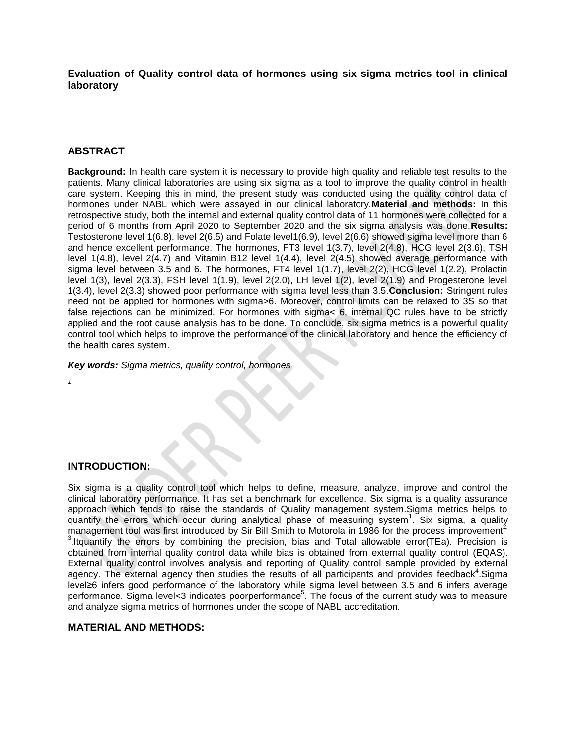# Evaluation of Quality control data of hormones using six sigma metrics tool in clinical laboratory

## ABSTRACT

**Background:** In health care system it is necessary to provide high quality and reliable test results to the patients. Many clinical laboratories are using six sigma as a tool to improve the quality control in health care system. Keeping this in mind, the present study was conducted using the quality control data of hormones under NABL which were assayed in our clinical laboratory.**Material and methods:** In this retrospective study, both the internal and external quality control data of 11 hormones were collected for a period of 6 months from April 2020 to September 2020 and the six sigma analysis was done.**Results:** Testosterone level 1(6.8), level 2(6.5) and Folate level1(6.9), level 2(6.6) showed sigma level more than 6 and hence excellent performance. The hormones, FT3 level 1(3.7), level 2(4.8), HCG level 2(3.6), TSH level 1(4.8), level 2(4.7) and Vitamin B12 level 1(4.4), level 2(4.5) showed average performance with sigma level between 3.5 and 6. The hormones, FT4 level 1(1.7), level 2(2), HCG level 1(2.2), Prolactin level 1(3), level 2(3.3), FSH level 1(1.9), level 2(2.0), LH level 1(2), level 2(1.9) and Progesterone level 1(3.4), level 2(3.3) showed poor performance with sigma level less than 3.5.**Conclusion:** Stringent rules need not be applied for hormones with sigma>6. Moreover, control limits can be relaxed to 3S so that false rejections can be minimized. For hormones with sigma< 6, internal QC rules have to be strictly applied and the root cause analysis has to be done. To conclude, six sigma metrics is a powerful quality control tool which helps to improve the performance of the clinical laboratory and hence the efficiency of the health cares system.

***Key words:*** *Sigma metrics, quality control, hormones*

## INTRODUCTION:

Six sigma is a quality control tool which helps to define, measure, analyze, improve and control the clinical laboratory performance. It has set a benchmark for excellence. Six sigma is a quality assurance approach which tends to raise the standards of Quality management system.Sigma metrics helps to quantify the errors which occur during analytical phase of measuring system[1]. Six sigma, a quality management tool was first introduced by Sir Bill Smith to Motorola in 1986 for the process improvement[2,3].Itquantify the errors by combining the precision, bias and Total allowable error(TEa). Precision is obtained from internal quality control data while bias is obtained from external quality control (EQAS). External quality control involves analysis and reporting of Quality control sample provided by external agency. The external agency then studies the results of all participants and provides feedback[4].Sigma level≥6 infers good performance of the laboratory while sigma level between 3.5 and 6 infers average performance. Sigma level<3 indicates poorperformance[5]. The focus of the current study was to measure and analyze sigma metrics of hormones under the scope of NABL accreditation.

## MATERIAL AND METHODS: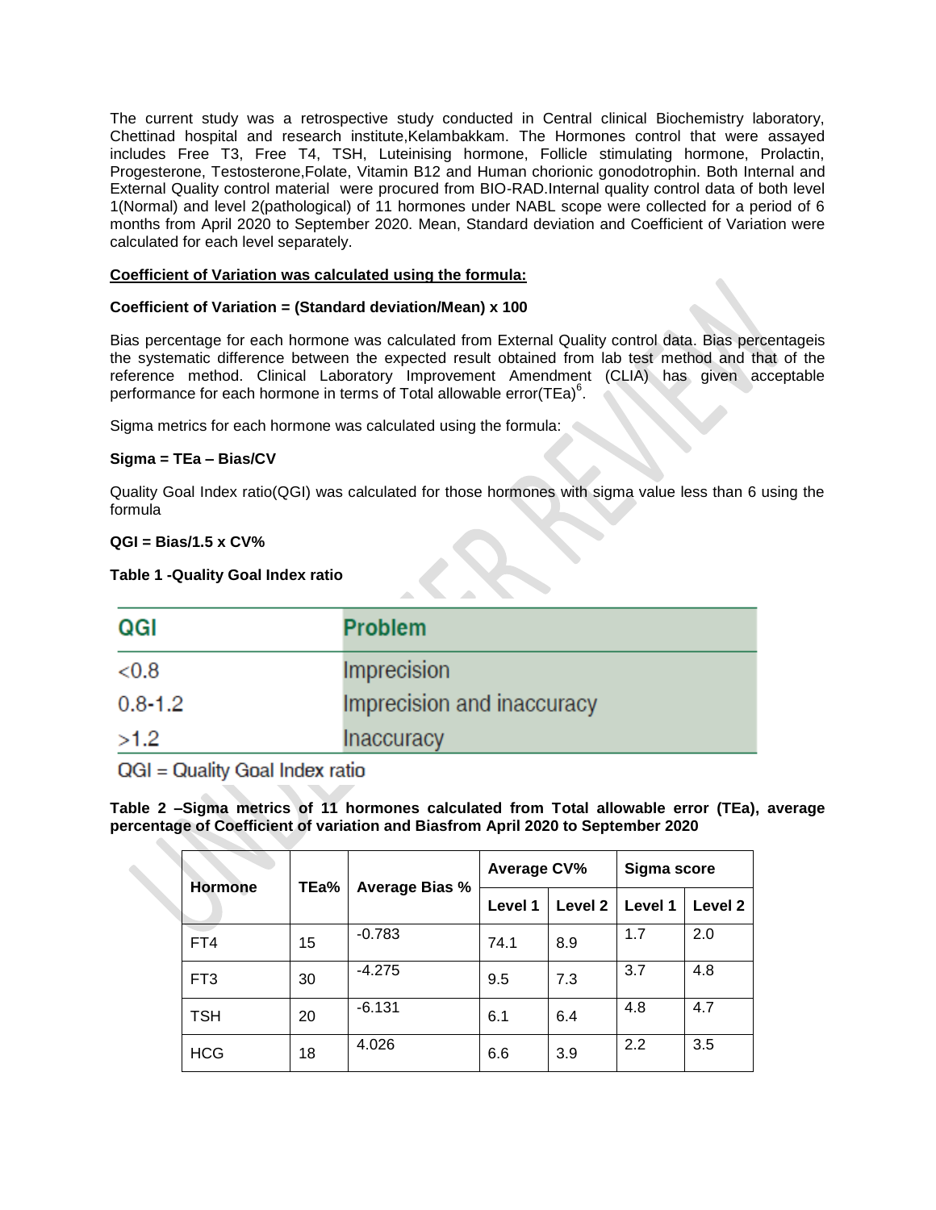The current study was a retrospective study conducted in Central clinical Biochemistry laboratory, Chettinad hospital and research institute,Kelambakkam. The Hormones control that were assayed includes Free T3, Free T4, TSH, Luteinising hormone, Follicle stimulating hormone, Prolactin, Progesterone, Testosterone,Folate, Vitamin B12 and Human chorionic gonodotrophin. Both Internal and External Quality control material were procured from BIO-RAD.Internal quality control data of both level 1(Normal) and level 2(pathological) of 11 hormones under NABL scope were collected for a period of 6 months from April 2020 to September 2020. Mean, Standard deviation and Coefficient of Variation were calculated for each level separately.

**Coefficient of Variation was calculated using the formula:**

**Coefficient of Variation = (Standard deviation/Mean) x 100**

Bias percentage for each hormone was calculated from External Quality control data. Bias percentageis the systematic difference between the expected result obtained from lab test method and that of the reference method. Clinical Laboratory Improvement Amendment (CLIA) has given acceptable performance for each hormone in terms of Total allowable error(TEa)[6].

Sigma metrics for each hormone was calculated using the formula:

**Sigma = TEa – Bias/CV**

Quality Goal Index ratio(QGI) was calculated for those hormones with sigma value less than 6 using the formula

**QGI = Bias/1.5 x CV%**

**Table 1 -Quality Goal Index ratio**

| QGI | Problem |
|---|---|
| <0.8 | Imprecision |
| 0.8-1.2 | Imprecision and inaccuracy |
| >1.2 | Inaccuracy |

QGI = Quality Goal Index ratio

**Table 2 –Sigma metrics of 11 hormones calculated from Total allowable error (TEa), average percentage of Coefficient of variation and Biasfrom April 2020 to September 2020**

| Hormone | TEa% | Average Bias % | Average CV% | | Sigma score | |
|---|---|---|---|---|---|---|
| | | | Level 1 | Level 2 | Level 1 | Level 2 |
| FT4 | 15 | -0.783 | 74.1 | 8.9 | 1.7 | 2.0 |
| FT3 | 30 | -4.275 | 9.5 | 7.3 | 3.7 | 4.8 |
| TSH | 20 | -6.131 | 6.1 | 6.4 | 4.8 | 4.7 |
| HCG | 18 | 4.026 | 6.6 | 3.9 | 2.2 | 3.5 |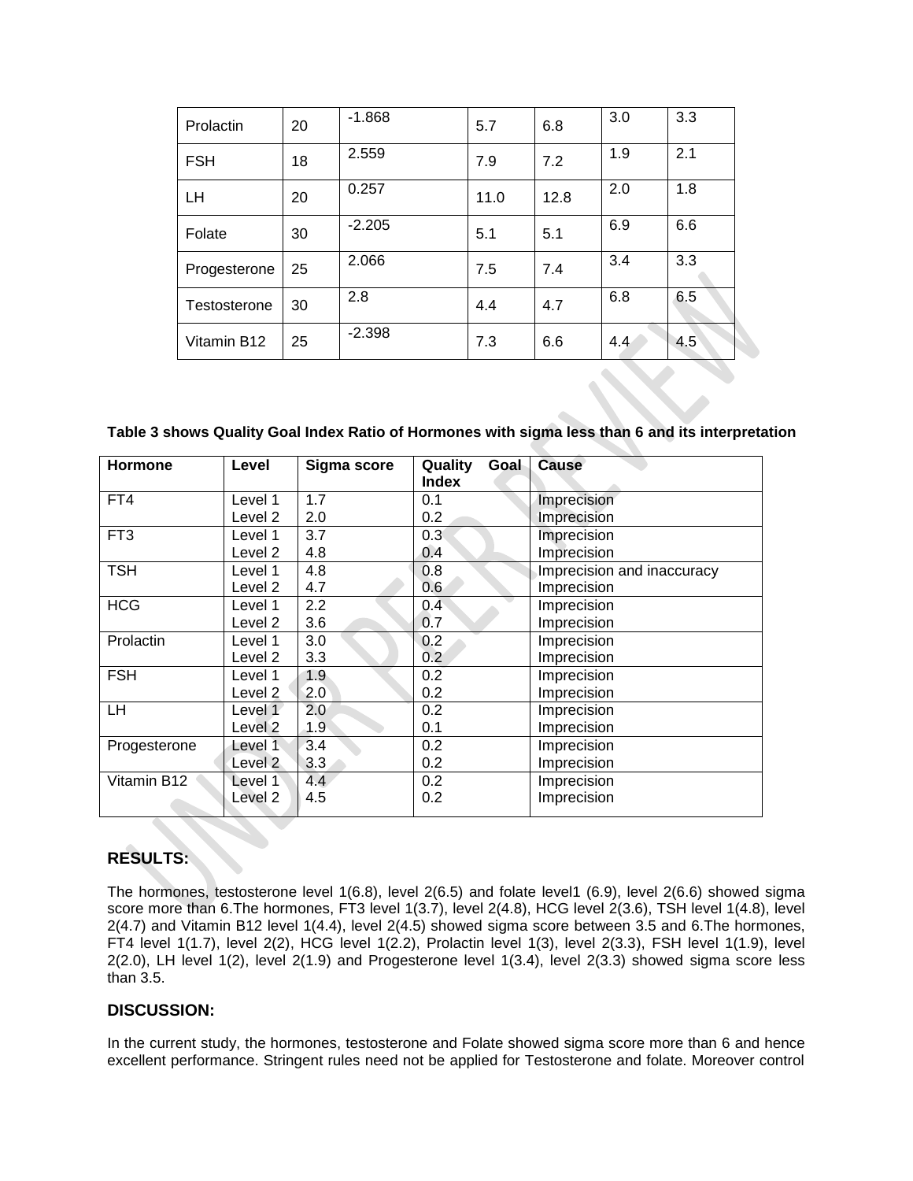| Prolactin | 20 | -1.868 | 5.7 | 6.8 | 3.0 | 3.3 |
|---|---|---|---|---|---|---|
| FSH | 18 | 2.559 | 7.9 | 7.2 | 1.9 | 2.1 |
| LH | 20 | 0.257 | 11.0 | 12.8 | 2.0 | 1.8 |
| Folate | 30 | -2.205 | 5.1 | 5.1 | 6.9 | 6.6 |
| Progesterone | 25 | 2.066 | 7.5 | 7.4 | 3.4 | 3.3 |
| Testosterone | 30 | 2.8 | 4.4 | 4.7 | 6.8 | 6.5 |
| Vitamin B12 | 25 | -2.398 | 7.3 | 6.6 | 4.4 | 4.5 |

**Table 3 shows Quality Goal Index Ratio of Hormones with sigma less than 6 and its interpretation**

| Hormone | Level | Sigma score | Quality Goal Index | Cause |
|---|---|---|---|---|
| FT4 | Level 1 | 1.7 | 0.1 | Imprecision |
| | Level 2 | 2.0 | 0.2 | Imprecision |
| FT3 | Level 1 | 3.7 | 0.3 | Imprecision |
| | Level 2 | 4.8 | 0.4 | Imprecision |
| TSH | Level 1 | 4.8 | 0.8 | Imprecision and inaccuracy |
| | Level 2 | 4.7 | 0.6 | Imprecision |
| HCG | Level 1 | 2.2 | 0.4 | Imprecision |
| | Level 2 | 3.6 | 0.7 | Imprecision |
| Prolactin | Level 1 | 3.0 | 0.2 | Imprecision |
| | Level 2 | 3.3 | 0.2 | Imprecision |
| FSH | Level 1 | 1.9 | 0.2 | Imprecision |
| | Level 2 | 2.0 | 0.2 | Imprecision |
| LH | Level 1 | 2.0 | 0.2 | Imprecision |
| | Level 2 | 1.9 | 0.1 | Imprecision |
| Progesterone | Level 1 | 3.4 | 0.2 | Imprecision |
| | Level 2 | 3.3 | 0.2 | Imprecision |
| Vitamin B12 | Level 1 | 4.4 | 0.2 | Imprecision |
| | Level 2 | 4.5 | 0.2 | Imprecision |

## RESULTS:

The hormones, testosterone level 1(6.8), level 2(6.5) and folate level1 (6.9), level 2(6.6) showed sigma score more than 6.The hormones, FT3 level 1(3.7), level 2(4.8), HCG level 2(3.6), TSH level 1(4.8), level 2(4.7) and Vitamin B12 level 1(4.4), level 2(4.5) showed sigma score between 3.5 and 6.The hormones, FT4 level 1(1.7), level 2(2), HCG level 1(2.2), Prolactin level 1(3), level 2(3.3), FSH level 1(1.9), level 2(2.0), LH level 1(2), level 2(1.9) and Progesterone level 1(3.4), level 2(3.3) showed sigma score less than 3.5.

## DISCUSSION:

In the current study, the hormones, testosterone and Folate showed sigma score more than 6 and hence excellent performance. Stringent rules need not be applied for Testosterone and folate. Moreover control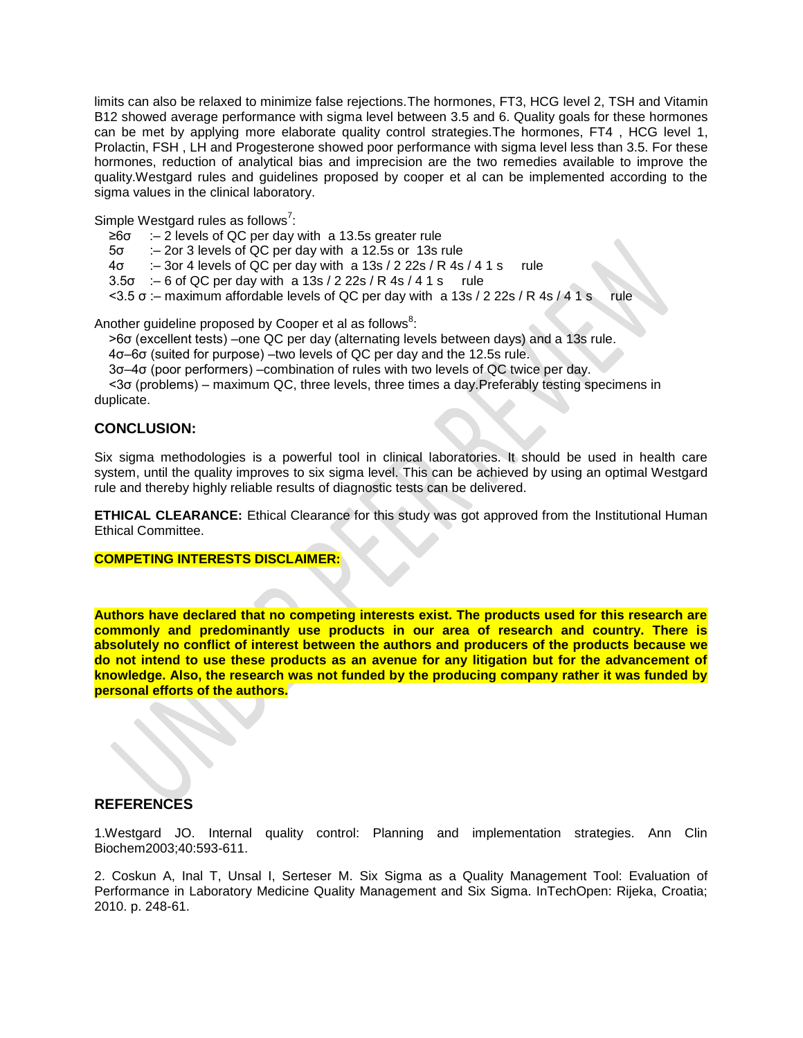limits can also be relaxed to minimize false rejections.The hormones, FT3, HCG level 2, TSH and Vitamin B12 showed average performance with sigma level between 3.5 and 6. Quality goals for these hormones can be met by applying more elaborate quality control strategies.The hormones, FT4 , HCG level 1, Prolactin, FSH , LH and Progesterone showed poor performance with sigma level less than 3.5. For these hormones, reduction of analytical bias and imprecision are the two remedies available to improve the quality.Westgard rules and guidelines proposed by cooper et al can be implemented according to the sigma values in the clinical laboratory.

Simple Westgard rules as follows[7]:

- ≥6σ :– 2 levels of QC per day with a 13.5s greater rule
- 5σ :– 2or 3 levels of QC per day with a 12.5s or 13s rule
- 4σ :– 3or 4 levels of QC per day with a 13s / 2 22s / R 4s / 4 1 s rule
- 3.5σ :– 6 of QC per day with a 13s / 2 22s / R 4s / 4 1 s rule
- <3.5 σ :– maximum affordable levels of QC per day with a 13s / 2 22s / R 4s / 4 1 s rule

Another guideline proposed by Cooper et al as follows[8]:

- >6σ (excellent tests) –one QC per day (alternating levels between days) and a 13s rule.
- 4σ–6σ (suited for purpose) –two levels of QC per day and the 12.5s rule.
- 3σ–4σ (poor performers) –combination of rules with two levels of QC twice per day.
- <3σ (problems) – maximum QC, three levels, three times a day.Preferably testing specimens in duplicate.

## CONCLUSION:

Six sigma methodologies is a powerful tool in clinical laboratories. It should be used in health care system, until the quality improves to six sigma level. This can be achieved by using an optimal Westgard rule and thereby highly reliable results of diagnostic tests can be delivered.

**ETHICAL CLEARANCE:** Ethical Clearance for this study was got approved from the Institutional Human Ethical Committee.

**COMPETING INTERESTS DISCLAIMER:**

**Authors have declared that no competing interests exist. The products used for this research are commonly and predominantly use products in our area of research and country. There is absolutely no conflict of interest between the authors and producers of the products because we do not intend to use these products as an avenue for any litigation but for the advancement of knowledge. Also, the research was not funded by the producing company rather it was funded by personal efforts of the authors.**

## REFERENCES

1.Westgard JO. Internal quality control: Planning and implementation strategies. Ann Clin Biochem2003;40:593-611.

2. Coskun A, Inal T, Unsal I, Serteser M. Six Sigma as a Quality Management Tool: Evaluation of Performance in Laboratory Medicine Quality Management and Six Sigma. InTechOpen: Rijeka, Croatia; 2010. p. 248-61.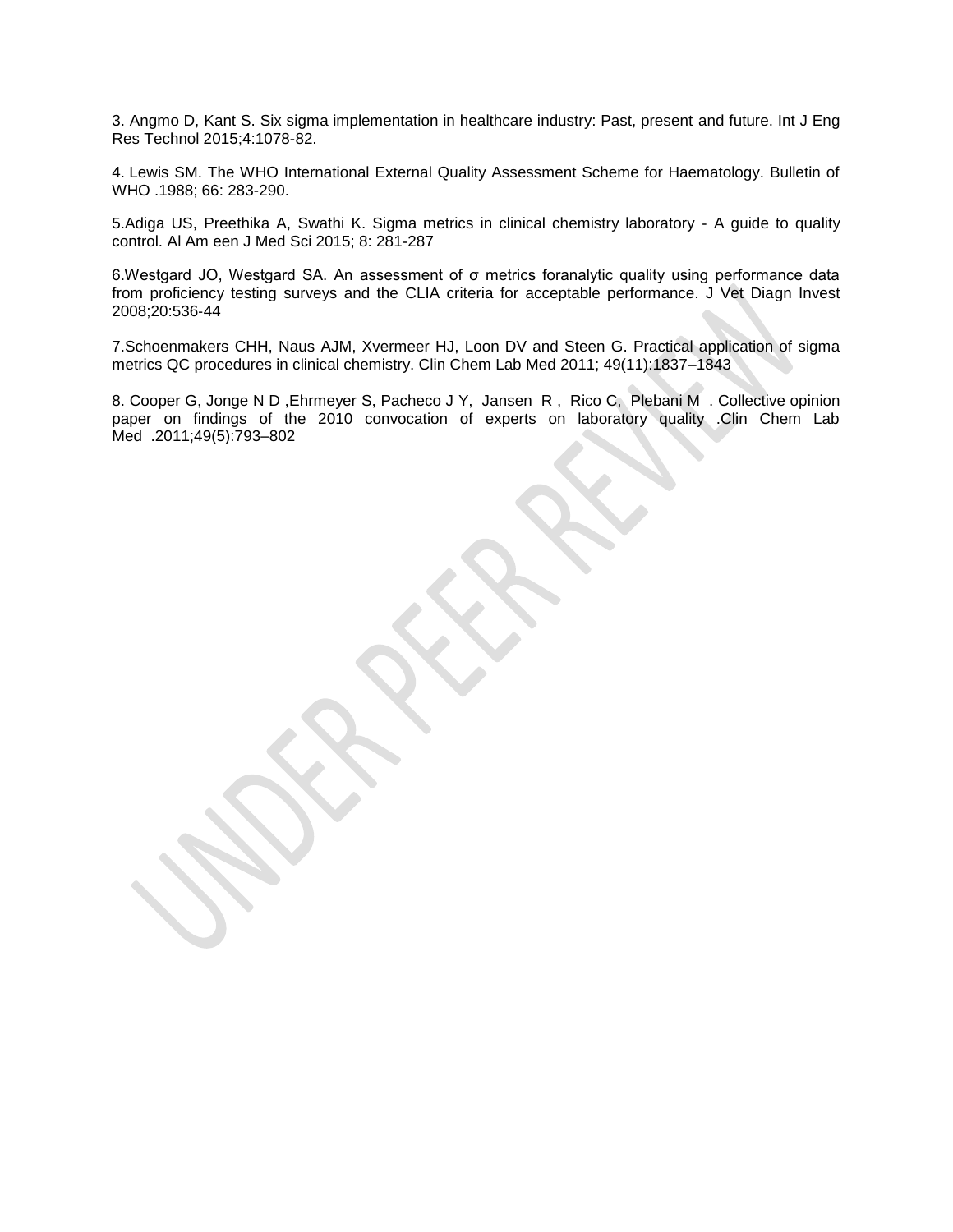3. Angmo D, Kant S. Six sigma implementation in healthcare industry: Past, present and future. Int J Eng Res Technol 2015;4:1078-82.

4. Lewis SM. The WHO International External Quality Assessment Scheme for Haematology. Bulletin of WHO .1988; 66: 283-290.

5.Adiga US, Preethika A, Swathi K. Sigma metrics in clinical chemistry laboratory - A guide to quality control. Al Am een J Med Sci 2015; 8: 281-287

6.Westgard JO, Westgard SA. An assessment of σ metrics foranalytic quality using performance data from proficiency testing surveys and the CLIA criteria for acceptable performance. J Vet Diagn Invest 2008;20:536-44

7.Schoenmakers CHH, Naus AJM, Xvermeer HJ, Loon DV and Steen G. Practical application of sigma metrics QC procedures in clinical chemistry. Clin Chem Lab Med 2011; 49(11):1837–1843

8. Cooper G, Jonge N D ,Ehrmeyer S, Pacheco J Y, Jansen R , Rico C, Plebani M . Collective opinion paper on findings of the 2010 convocation of experts on laboratory quality .Clin Chem Lab Med .2011;49(5):793–802